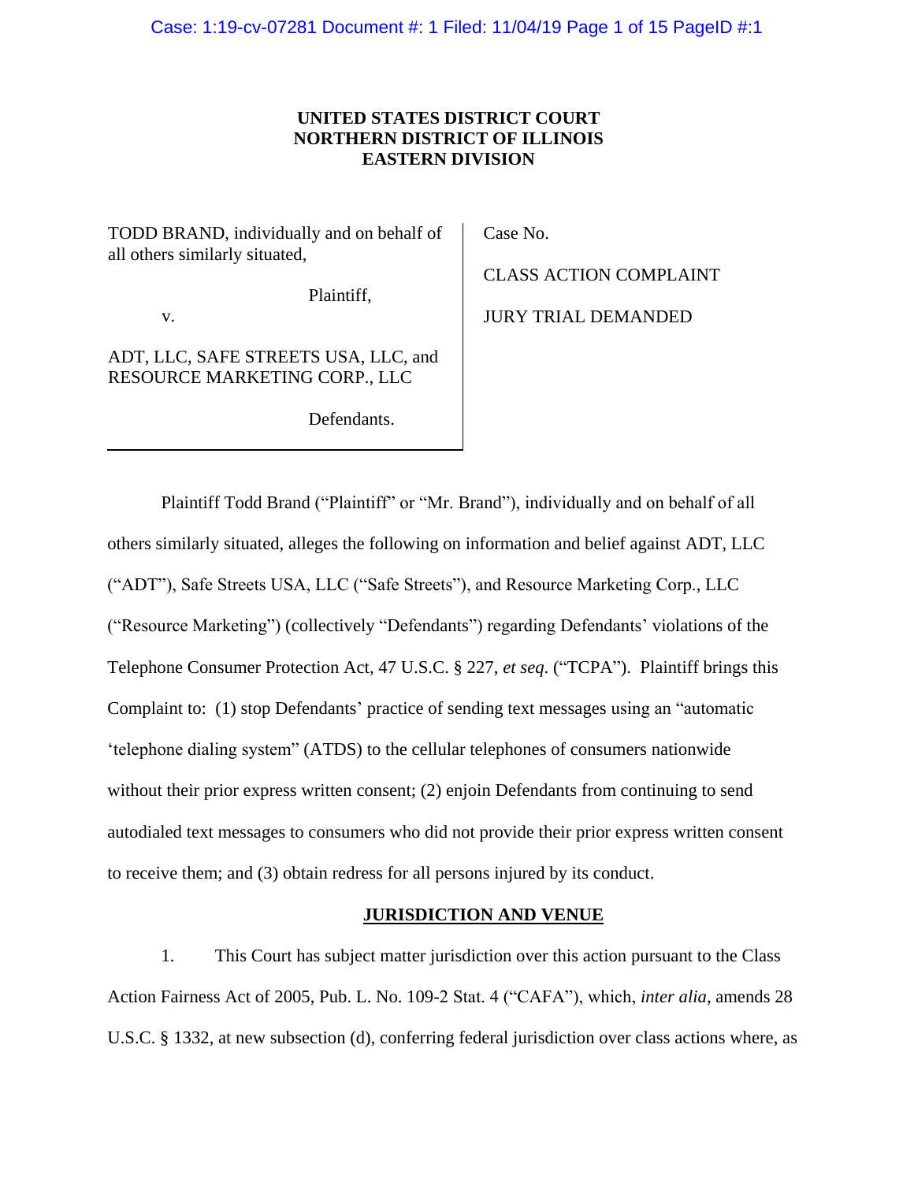**UNITED STATES DISTRICT COURT**
**NORTHERN DISTRICT OF ILLINOIS**
**EASTERN DIVISION**

| | |
|---|---|
| TODD BRAND, individually and on behalf of all others similarly situated,<br><br>Plaintiff,<br><br>v.<br><br>ADT, LLC, SAFE STREETS USA, LLC, and RESOURCE MARKETING CORP., LLC<br><br>Defendants. | Case No.<br><br>CLASS ACTION COMPLAINT<br><br>JURY TRIAL DEMANDED |

Plaintiff Todd Brand ("Plaintiff" or "Mr. Brand"), individually and on behalf of all others similarly situated, alleges the following on information and belief against ADT, LLC ("ADT"), Safe Streets USA, LLC ("Safe Streets"), and Resource Marketing Corp., LLC ("Resource Marketing") (collectively "Defendants") regarding Defendants' violations of the Telephone Consumer Protection Act, 47 U.S.C. § 227, *et seq.* ("TCPA"). Plaintiff brings this Complaint to: (1) stop Defendants' practice of sending text messages using an "automatic 'telephone dialing system" (ATDS) to the cellular telephones of consumers nationwide without their prior express written consent; (2) enjoin Defendants from continuing to send autodialed text messages to consumers who did not provide their prior express written consent to receive them; and (3) obtain redress for all persons injured by its conduct.

## JURISDICTION AND VENUE

1. This Court has subject matter jurisdiction over this action pursuant to the Class Action Fairness Act of 2005, Pub. L. No. 109-2 Stat. 4 ("CAFA"), which, *inter alia*, amends 28 U.S.C. § 1332, at new subsection (d), conferring federal jurisdiction over class actions where, as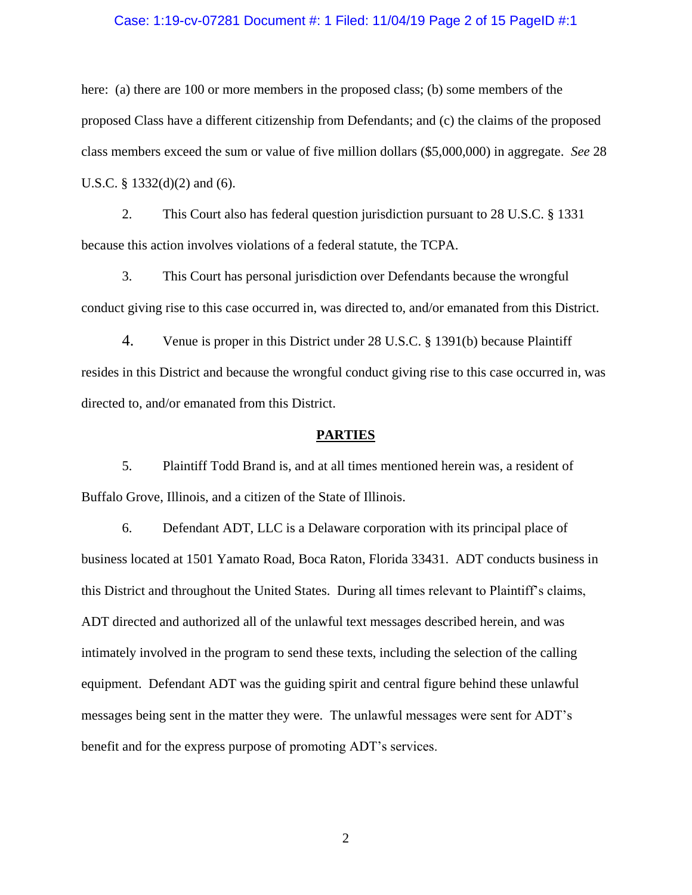here: (a) there are 100 or more members in the proposed class; (b) some members of the proposed Class have a different citizenship from Defendants; and (c) the claims of the proposed class members exceed the sum or value of five million dollars ($5,000,000) in aggregate. *See* 28 U.S.C. § 1332(d)(2) and (6).

2. This Court also has federal question jurisdiction pursuant to 28 U.S.C. § 1331 because this action involves violations of a federal statute, the TCPA.

3. This Court has personal jurisdiction over Defendants because the wrongful conduct giving rise to this case occurred in, was directed to, and/or emanated from this District.

4. Venue is proper in this District under 28 U.S.C. § 1391(b) because Plaintiff resides in this District and because the wrongful conduct giving rise to this case occurred in, was directed to, and/or emanated from this District.

## PARTIES

5. Plaintiff Todd Brand is, and at all times mentioned herein was, a resident of Buffalo Grove, Illinois, and a citizen of the State of Illinois.

6. Defendant ADT, LLC is a Delaware corporation with its principal place of business located at 1501 Yamato Road, Boca Raton, Florida 33431. ADT conducts business in this District and throughout the United States. During all times relevant to Plaintiff's claims, ADT directed and authorized all of the unlawful text messages described herein, and was intimately involved in the program to send these texts, including the selection of the calling equipment. Defendant ADT was the guiding spirit and central figure behind these unlawful messages being sent in the matter they were. The unlawful messages were sent for ADT's benefit and for the express purpose of promoting ADT's services.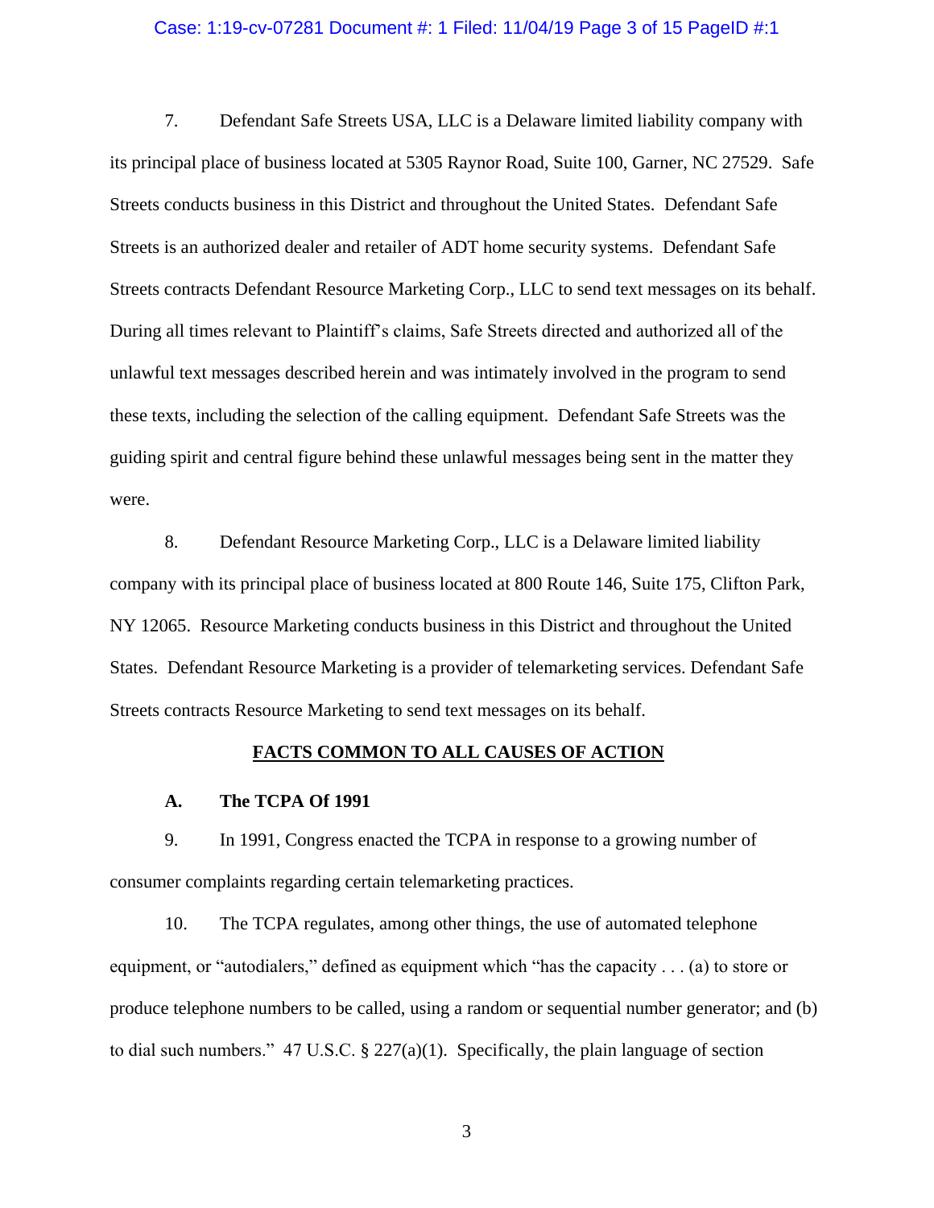7. Defendant Safe Streets USA, LLC is a Delaware limited liability company with its principal place of business located at 5305 Raynor Road, Suite 100, Garner, NC 27529. Safe Streets conducts business in this District and throughout the United States. Defendant Safe Streets is an authorized dealer and retailer of ADT home security systems. Defendant Safe Streets contracts Defendant Resource Marketing Corp., LLC to send text messages on its behalf. During all times relevant to Plaintiff's claims, Safe Streets directed and authorized all of the unlawful text messages described herein and was intimately involved in the program to send these texts, including the selection of the calling equipment. Defendant Safe Streets was the guiding spirit and central figure behind these unlawful messages being sent in the matter they were.

8. Defendant Resource Marketing Corp., LLC is a Delaware limited liability company with its principal place of business located at 800 Route 146, Suite 175, Clifton Park, NY 12065. Resource Marketing conducts business in this District and throughout the United States. Defendant Resource Marketing is a provider of telemarketing services. Defendant Safe Streets contracts Resource Marketing to send text messages on its behalf.

## FACTS COMMON TO ALL CAUSES OF ACTION

### A. The TCPA Of 1991

9. In 1991, Congress enacted the TCPA in response to a growing number of consumer complaints regarding certain telemarketing practices.

10. The TCPA regulates, among other things, the use of automated telephone equipment, or "autodialers," defined as equipment which "has the capacity . . . (a) to store or produce telephone numbers to be called, using a random or sequential number generator; and (b) to dial such numbers." 47 U.S.C. § 227(a)(1). Specifically, the plain language of section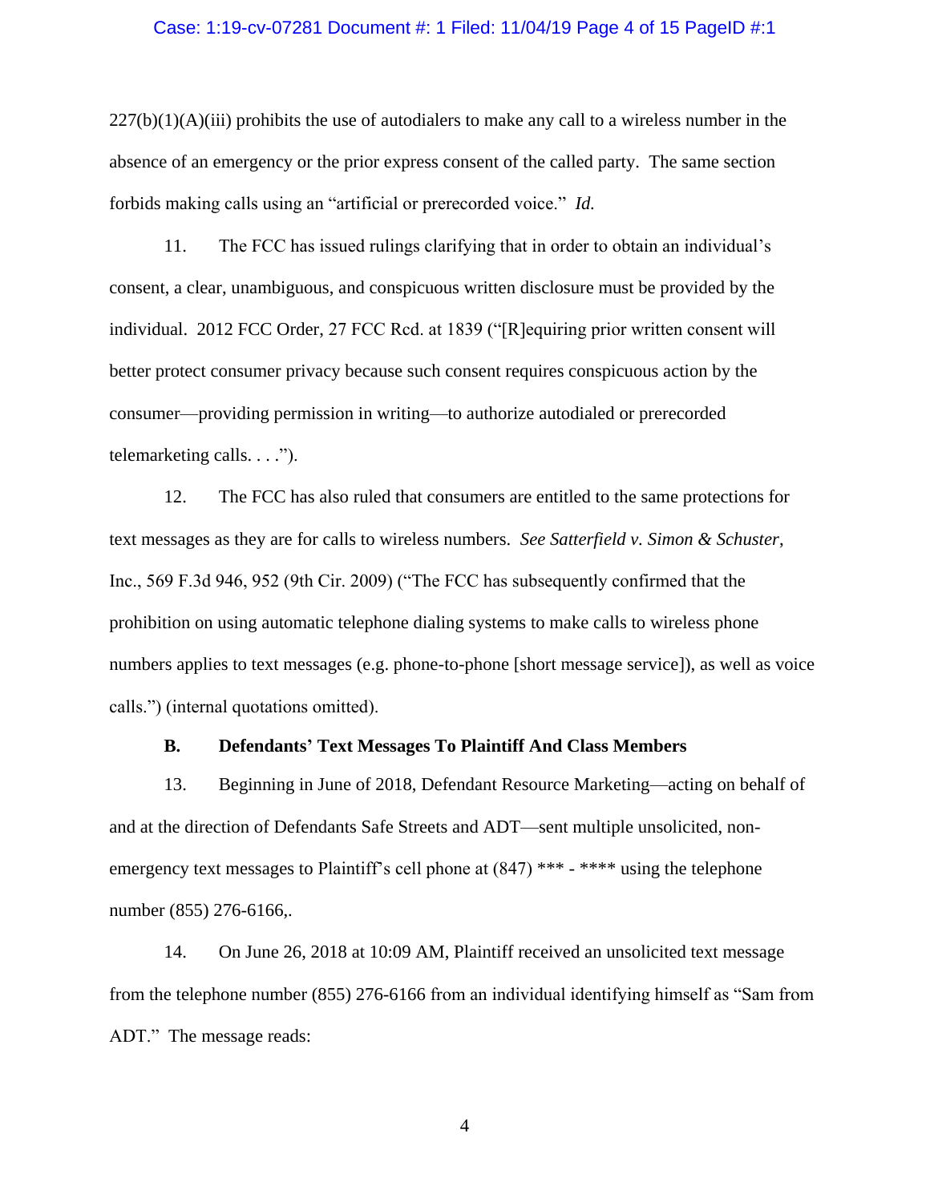227(b)(1)(A)(iii) prohibits the use of autodialers to make any call to a wireless number in the absence of an emergency or the prior express consent of the called party. The same section forbids making calls using an "artificial or prerecorded voice." *Id.*

11. The FCC has issued rulings clarifying that in order to obtain an individual's consent, a clear, unambiguous, and conspicuous written disclosure must be provided by the individual. 2012 FCC Order, 27 FCC Rcd. at 1839 ("[R]equiring prior written consent will better protect consumer privacy because such consent requires conspicuous action by the consumer—providing permission in writing—to authorize autodialed or prerecorded telemarketing calls. . . .").

12. The FCC has also ruled that consumers are entitled to the same protections for text messages as they are for calls to wireless numbers. *See Satterfield v. Simon & Schuster*, Inc., 569 F.3d 946, 952 (9th Cir. 2009) ("The FCC has subsequently confirmed that the prohibition on using automatic telephone dialing systems to make calls to wireless phone numbers applies to text messages (e.g. phone-to-phone [short message service]), as well as voice calls.") (internal quotations omitted).

**B. Defendants' Text Messages To Plaintiff And Class Members**

13. Beginning in June of 2018, Defendant Resource Marketing—acting on behalf of and at the direction of Defendants Safe Streets and ADT—sent multiple unsolicited, non-emergency text messages to Plaintiff's cell phone at (847) *** - **** using the telephone number (855) 276-6166,.

14. On June 26, 2018 at 10:09 AM, Plaintiff received an unsolicited text message from the telephone number (855) 276-6166 from an individual identifying himself as "Sam from ADT." The message reads: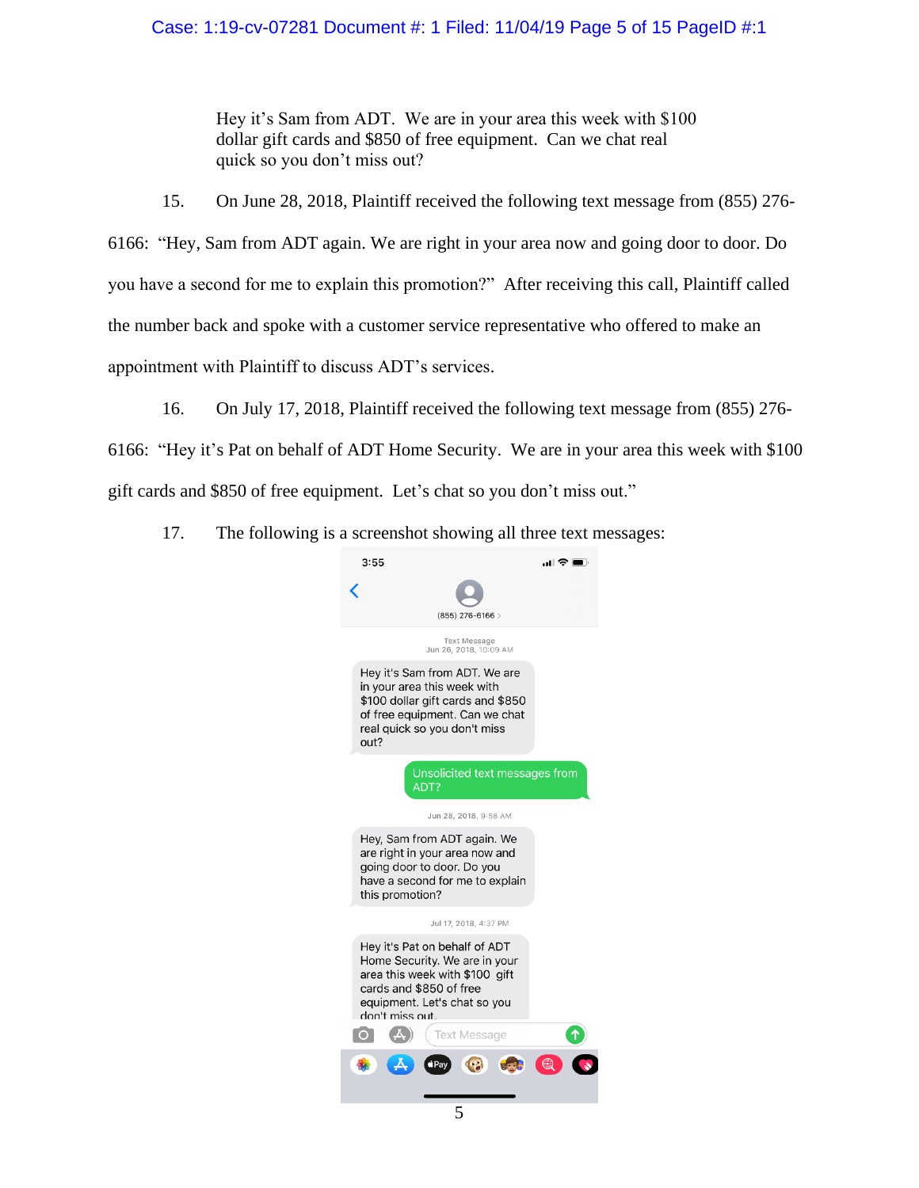> Hey it's Sam from ADT. We are in your area this week with $100 dollar gift cards and $850 of free equipment. Can we chat real quick so you don't miss out?

15. On June 28, 2018, Plaintiff received the following text message from (855) 276-6166: "Hey, Sam from ADT again. We are right in your area now and going door to door. Do you have a second for me to explain this promotion?" After receiving this call, Plaintiff called the number back and spoke with a customer service representative who offered to make an appointment with Plaintiff to discuss ADT's services.

16. On July 17, 2018, Plaintiff received the following text message from (855) 276-6166: "Hey it's Pat on behalf of ADT Home Security. We are in your area this week with $100 gift cards and $850 of free equipment. Let's chat so you don't miss out."

17. The following is a screenshot showing all three text messages:

3:55

(855) 276-6166

Text Message
Jun 26, 2018, 10:09 AM

Hey it's Sam from ADT. We are in your area this week with $100 dollar gift cards and $850 of free equipment. Can we chat real quick so you don't miss out?

Unsolicited text messages from ADT?

Jun 28, 2018, 9:58 AM

Hey, Sam from ADT again. We are right in your area now and going door to door. Do you have a second for me to explain this promotion?

Jul 17, 2018, 4:37 PM

Hey it's Pat on behalf of ADT Home Security. We are in your area this week with $100 gift cards and $850 of free equipment. Let's chat so you don't miss out.

Text Message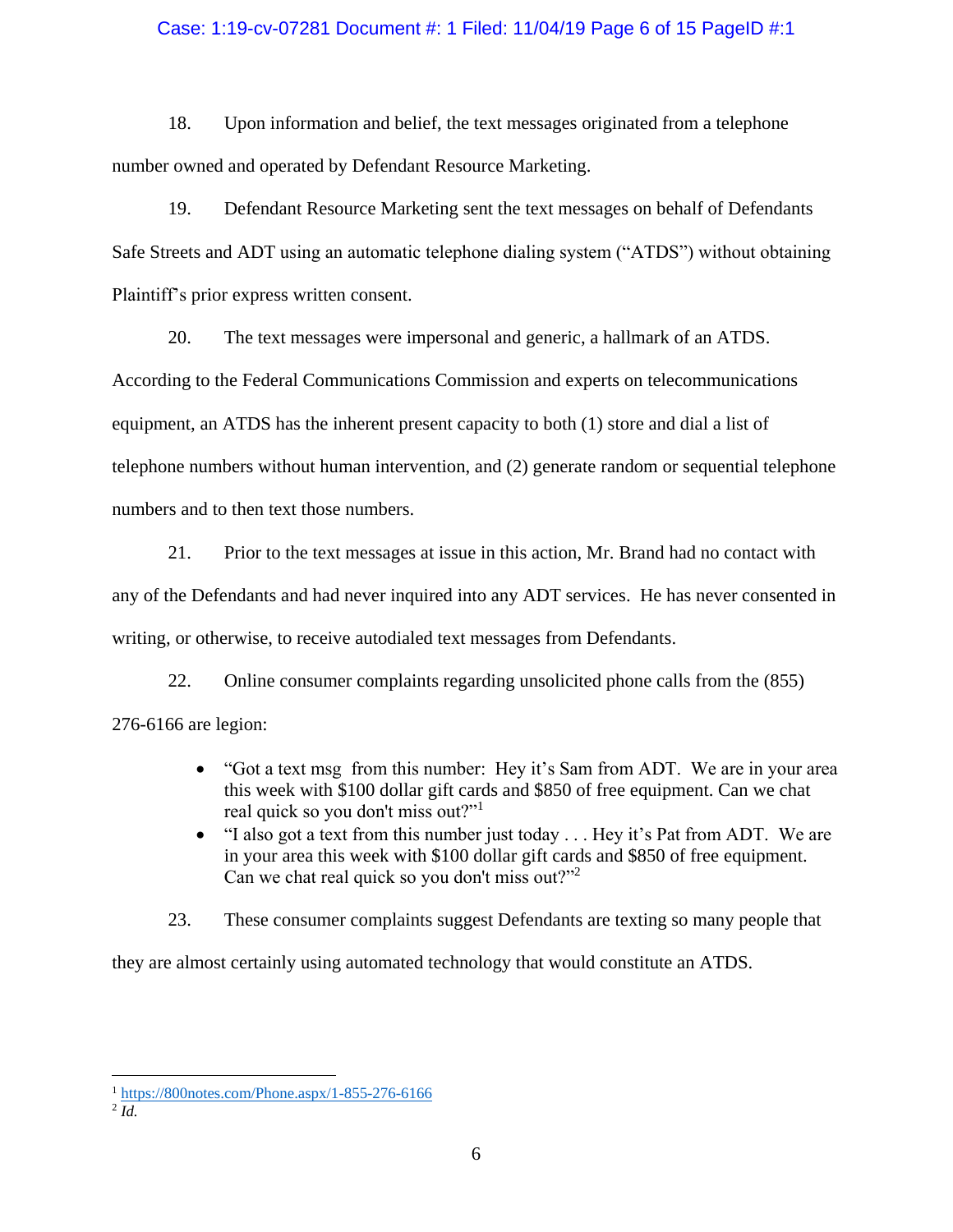18. Upon information and belief, the text messages originated from a telephone number owned and operated by Defendant Resource Marketing.

19. Defendant Resource Marketing sent the text messages on behalf of Defendants Safe Streets and ADT using an automatic telephone dialing system ("ATDS") without obtaining Plaintiff's prior express written consent.

20. The text messages were impersonal and generic, a hallmark of an ATDS. According to the Federal Communications Commission and experts on telecommunications equipment, an ATDS has the inherent present capacity to both (1) store and dial a list of telephone numbers without human intervention, and (2) generate random or sequential telephone numbers and to then text those numbers.

21. Prior to the text messages at issue in this action, Mr. Brand had no contact with any of the Defendants and had never inquired into any ADT services. He has never consented in writing, or otherwise, to receive autodialed text messages from Defendants.

22. Online consumer complaints regarding unsolicited phone calls from the (855) 276-6166 are legion:

- "Got a text msg from this number: Hey it's Sam from ADT. We are in your area this week with $100 dollar gift cards and $850 of free equipment. Can we chat real quick so you don't miss out?"[1]
- "I also got a text from this number just today . . . Hey it's Pat from ADT. We are in your area this week with $100 dollar gift cards and $850 of free equipment. Can we chat real quick so you don't miss out?"[2]

23. These consumer complaints suggest Defendants are texting so many people that they are almost certainly using automated technology that would constitute an ATDS.

---

[1] https://800notes.com/Phone.aspx/1-855-276-6166

[2] *Id.*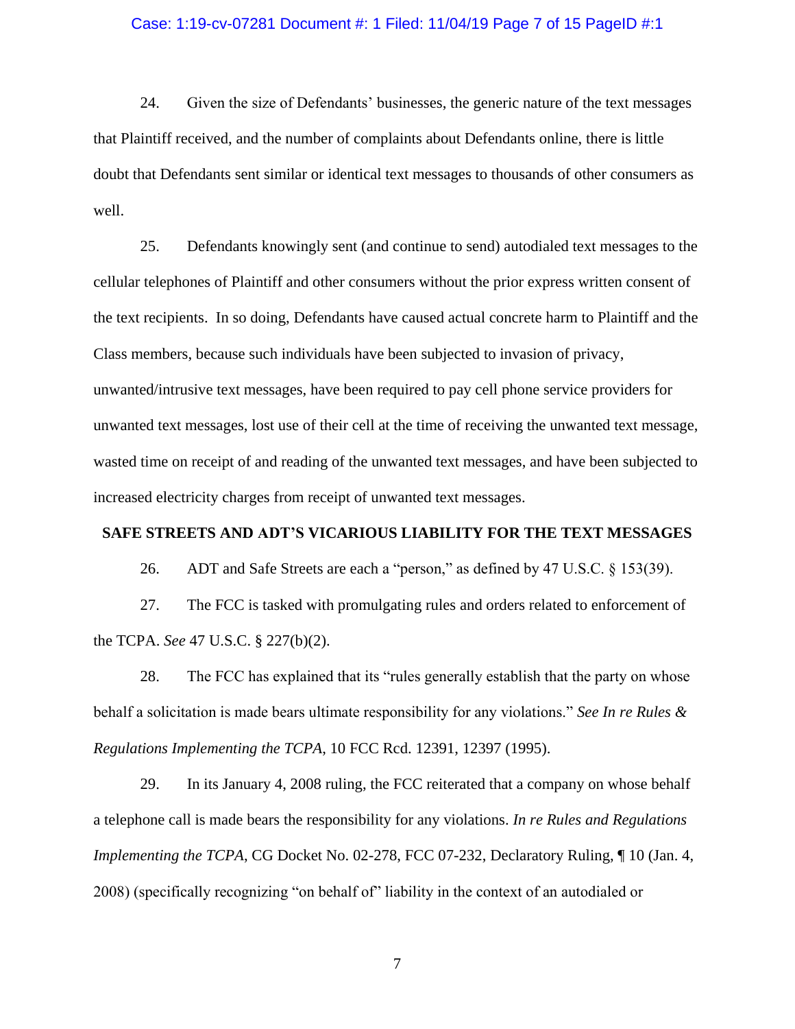24. Given the size of Defendants' businesses, the generic nature of the text messages that Plaintiff received, and the number of complaints about Defendants online, there is little doubt that Defendants sent similar or identical text messages to thousands of other consumers as well.

25. Defendants knowingly sent (and continue to send) autodialed text messages to the cellular telephones of Plaintiff and other consumers without the prior express written consent of the text recipients. In so doing, Defendants have caused actual concrete harm to Plaintiff and the Class members, because such individuals have been subjected to invasion of privacy, unwanted/intrusive text messages, have been required to pay cell phone service providers for unwanted text messages, lost use of their cell at the time of receiving the unwanted text message, wasted time on receipt of and reading of the unwanted text messages, and have been subjected to increased electricity charges from receipt of unwanted text messages.

## SAFE STREETS AND ADT'S VICARIOUS LIABILITY FOR THE TEXT MESSAGES

26. ADT and Safe Streets are each a "person," as defined by 47 U.S.C. § 153(39).

27. The FCC is tasked with promulgating rules and orders related to enforcement of the TCPA. *See* 47 U.S.C. § 227(b)(2).

28. The FCC has explained that its "rules generally establish that the party on whose behalf a solicitation is made bears ultimate responsibility for any violations." *See In re Rules & Regulations Implementing the TCPA*, 10 FCC Rcd. 12391, 12397 (1995).

29. In its January 4, 2008 ruling, the FCC reiterated that a company on whose behalf a telephone call is made bears the responsibility for any violations. *In re Rules and Regulations Implementing the TCPA*, CG Docket No. 02-278, FCC 07-232, Declaratory Ruling, ¶ 10 (Jan. 4, 2008) (specifically recognizing "on behalf of" liability in the context of an autodialed or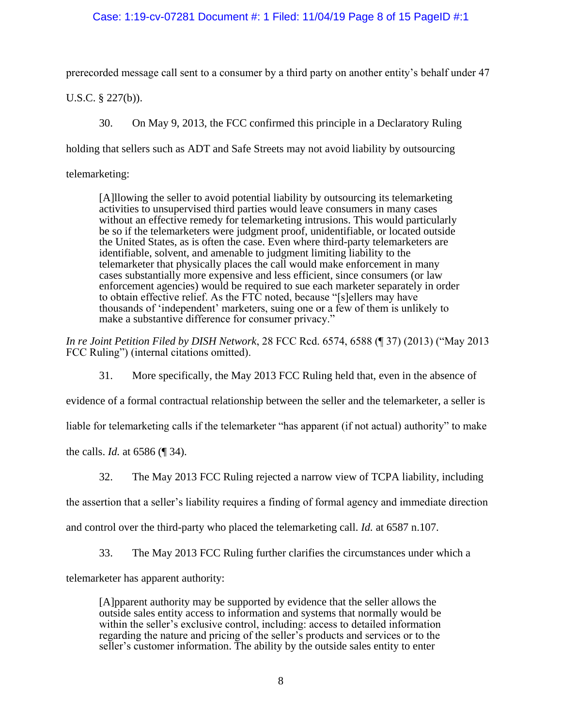prerecorded message call sent to a consumer by a third party on another entity's behalf under 47 U.S.C. § 227(b)).

30. On May 9, 2013, the FCC confirmed this principle in a Declaratory Ruling holding that sellers such as ADT and Safe Streets may not avoid liability by outsourcing telemarketing:

> [A]llowing the seller to avoid potential liability by outsourcing its telemarketing activities to unsupervised third parties would leave consumers in many cases without an effective remedy for telemarketing intrusions. This would particularly be so if the telemarketers were judgment proof, unidentifiable, or located outside the United States, as is often the case. Even where third-party telemarketers are identifiable, solvent, and amenable to judgment limiting liability to the telemarketer that physically places the call would make enforcement in many cases substantially more expensive and less efficient, since consumers (or law enforcement agencies) would be required to sue each marketer separately in order to obtain effective relief. As the FTC noted, because "[s]ellers may have thousands of 'independent' marketers, suing one or a few of them is unlikely to make a substantive difference for consumer privacy."

*In re Joint Petition Filed by DISH Network*, 28 FCC Rcd. 6574, 6588 (¶ 37) (2013) ("May 2013 FCC Ruling") (internal citations omitted).

31. More specifically, the May 2013 FCC Ruling held that, even in the absence of evidence of a formal contractual relationship between the seller and the telemarketer, a seller is liable for telemarketing calls if the telemarketer "has apparent (if not actual) authority" to make the calls. *Id.* at 6586 (¶ 34).

32. The May 2013 FCC Ruling rejected a narrow view of TCPA liability, including the assertion that a seller's liability requires a finding of formal agency and immediate direction and control over the third-party who placed the telemarketing call. *Id.* at 6587 n.107.

33. The May 2013 FCC Ruling further clarifies the circumstances under which a telemarketer has apparent authority:

> [A]pparent authority may be supported by evidence that the seller allows the outside sales entity access to information and systems that normally would be within the seller's exclusive control, including: access to detailed information regarding the nature and pricing of the seller's products and services or to the seller's customer information. The ability by the outside sales entity to enter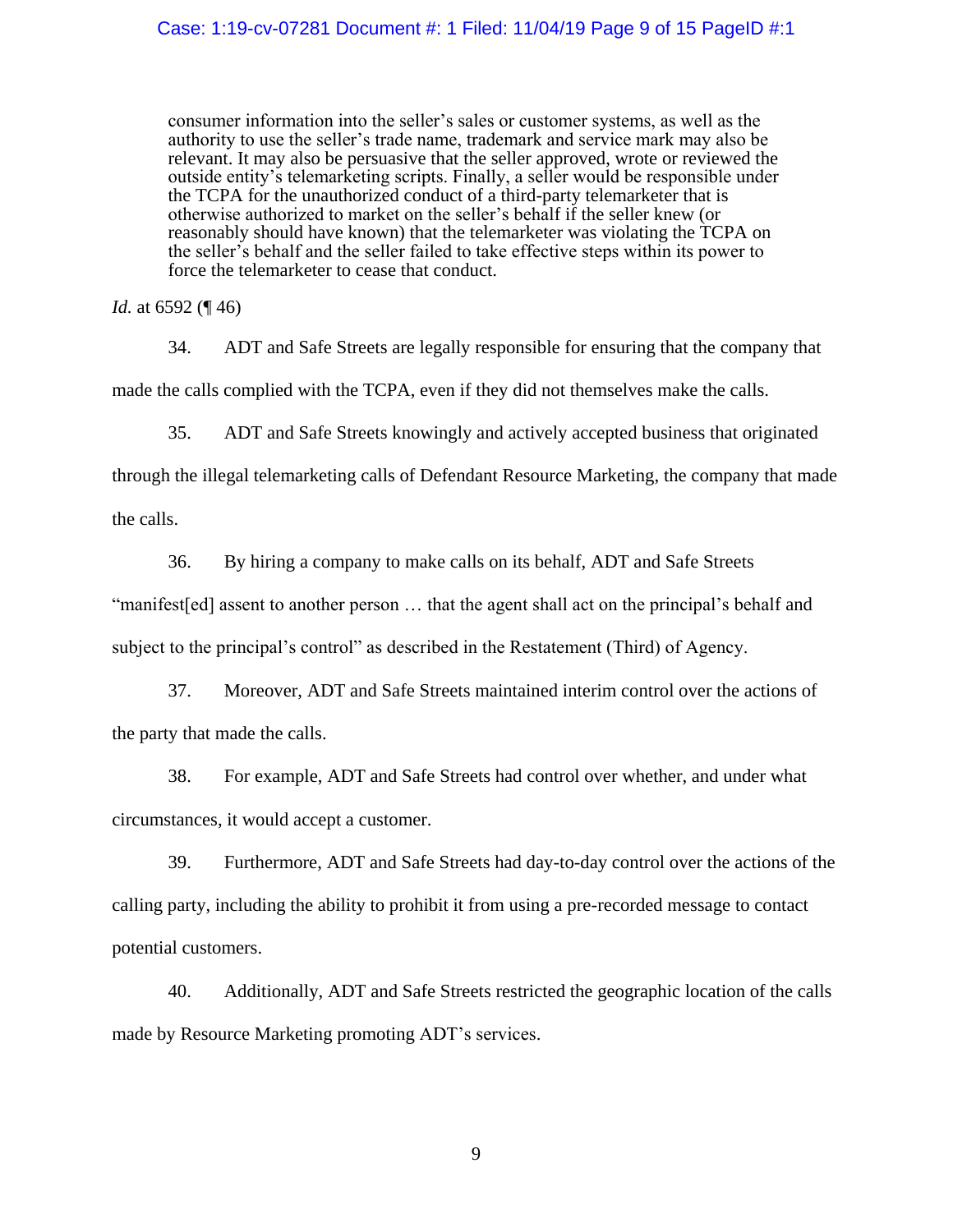> consumer information into the seller's sales or customer systems, as well as the authority to use the seller's trade name, trademark and service mark may also be relevant. It may also be persuasive that the seller approved, wrote or reviewed the outside entity's telemarketing scripts. Finally, a seller would be responsible under the TCPA for the unauthorized conduct of a third-party telemarketer that is otherwise authorized to market on the seller's behalf if the seller knew (or reasonably should have known) that the telemarketer was violating the TCPA on the seller's behalf and the seller failed to take effective steps within its power to force the telemarketer to cease that conduct.

*Id.* at 6592 (¶ 46)

34. ADT and Safe Streets are legally responsible for ensuring that the company that made the calls complied with the TCPA, even if they did not themselves make the calls.

35. ADT and Safe Streets knowingly and actively accepted business that originated through the illegal telemarketing calls of Defendant Resource Marketing, the company that made the calls.

36. By hiring a company to make calls on its behalf, ADT and Safe Streets "manifest[ed] assent to another person … that the agent shall act on the principal's behalf and subject to the principal's control" as described in the Restatement (Third) of Agency.

37. Moreover, ADT and Safe Streets maintained interim control over the actions of the party that made the calls.

38. For example, ADT and Safe Streets had control over whether, and under what circumstances, it would accept a customer.

39. Furthermore, ADT and Safe Streets had day-to-day control over the actions of the calling party, including the ability to prohibit it from using a pre-recorded message to contact potential customers.

40. Additionally, ADT and Safe Streets restricted the geographic location of the calls made by Resource Marketing promoting ADT's services.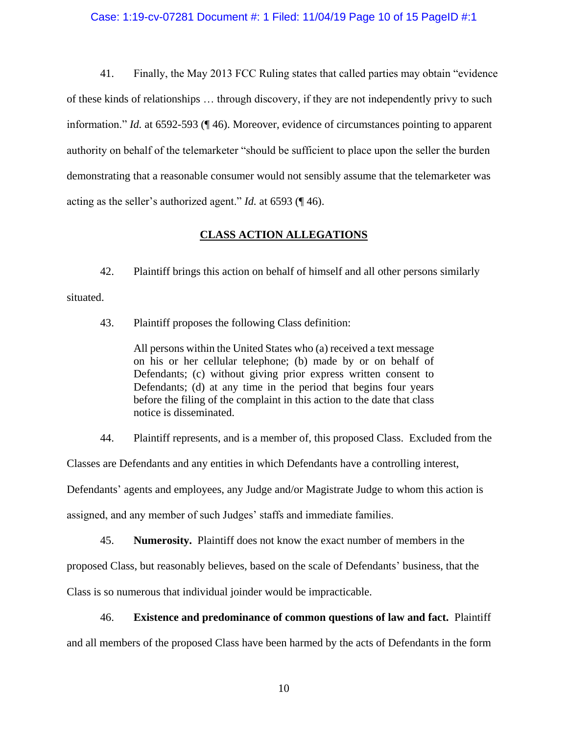41. Finally, the May 2013 FCC Ruling states that called parties may obtain "evidence of these kinds of relationships … through discovery, if they are not independently privy to such information." *Id.* at 6592-593 (¶ 46). Moreover, evidence of circumstances pointing to apparent authority on behalf of the telemarketer "should be sufficient to place upon the seller the burden demonstrating that a reasonable consumer would not sensibly assume that the telemarketer was acting as the seller's authorized agent." *Id.* at 6593 (¶ 46).

## CLASS ACTION ALLEGATIONS

42. Plaintiff brings this action on behalf of himself and all other persons similarly situated.

43. Plaintiff proposes the following Class definition:

> All persons within the United States who (a) received a text message on his or her cellular telephone; (b) made by or on behalf of Defendants; (c) without giving prior express written consent to Defendants; (d) at any time in the period that begins four years before the filing of the complaint in this action to the date that class notice is disseminated.

44. Plaintiff represents, and is a member of, this proposed Class. Excluded from the Classes are Defendants and any entities in which Defendants have a controlling interest, Defendants' agents and employees, any Judge and/or Magistrate Judge to whom this action is assigned, and any member of such Judges' staffs and immediate families.

45. **Numerosity.** Plaintiff does not know the exact number of members in the proposed Class, but reasonably believes, based on the scale of Defendants' business, that the Class is so numerous that individual joinder would be impracticable.

46. **Existence and predominance of common questions of law and fact.** Plaintiff and all members of the proposed Class have been harmed by the acts of Defendants in the form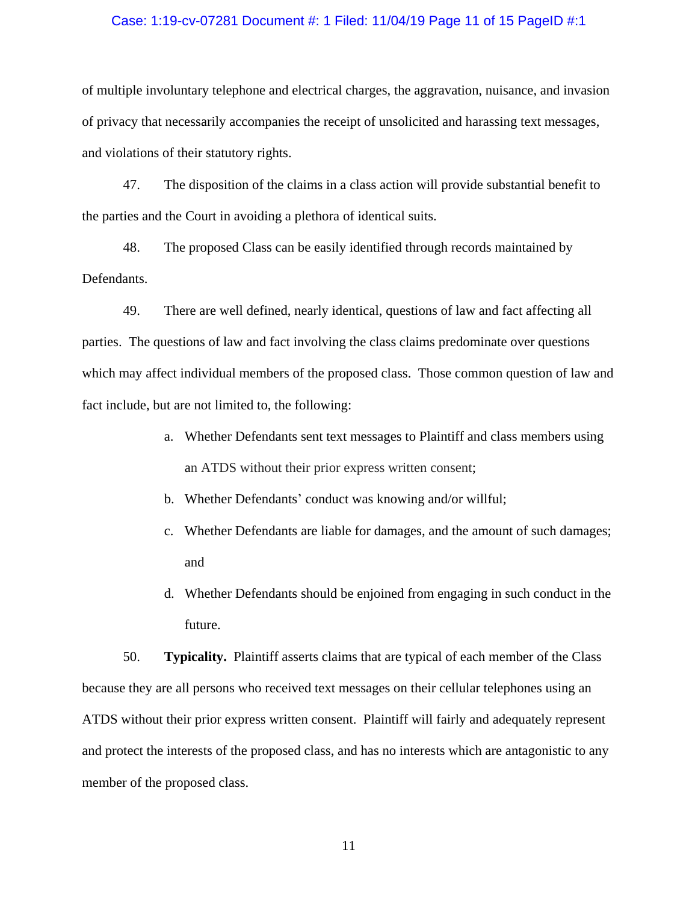of multiple involuntary telephone and electrical charges, the aggravation, nuisance, and invasion of privacy that necessarily accompanies the receipt of unsolicited and harassing text messages, and violations of their statutory rights.

47. The disposition of the claims in a class action will provide substantial benefit to the parties and the Court in avoiding a plethora of identical suits.

48. The proposed Class can be easily identified through records maintained by Defendants.

49. There are well defined, nearly identical, questions of law and fact affecting all parties. The questions of law and fact involving the class claims predominate over questions which may affect individual members of the proposed class. Those common question of law and fact include, but are not limited to, the following:

a. Whether Defendants sent text messages to Plaintiff and class members using an ATDS without their prior express written consent;

b. Whether Defendants' conduct was knowing and/or willful;

c. Whether Defendants are liable for damages, and the amount of such damages; and

d. Whether Defendants should be enjoined from engaging in such conduct in the future.

50. **Typicality.** Plaintiff asserts claims that are typical of each member of the Class because they are all persons who received text messages on their cellular telephones using an ATDS without their prior express written consent. Plaintiff will fairly and adequately represent and protect the interests of the proposed class, and has no interests which are antagonistic to any member of the proposed class.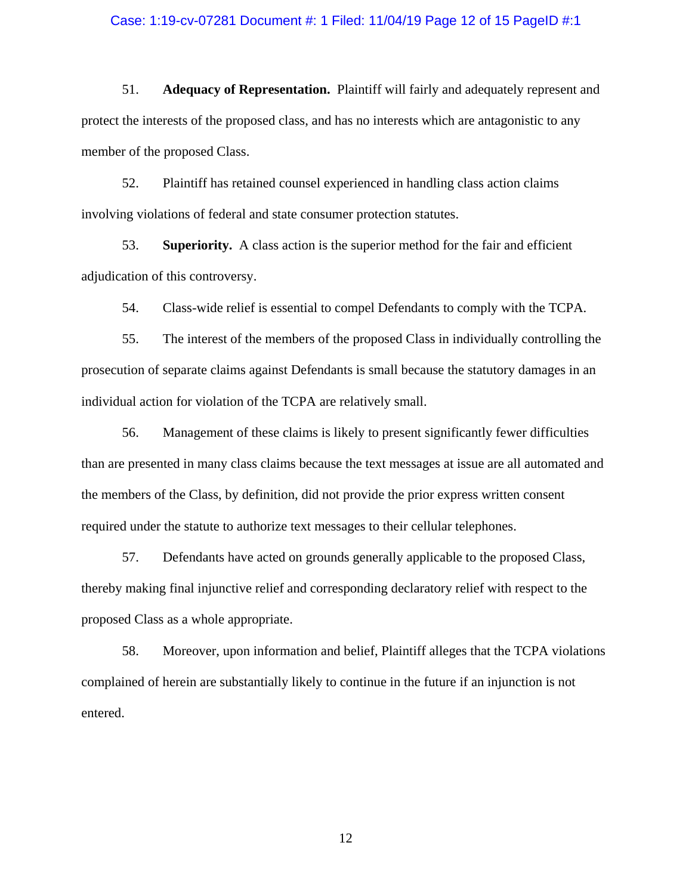51. **Adequacy of Representation.** Plaintiff will fairly and adequately represent and protect the interests of the proposed class, and has no interests which are antagonistic to any member of the proposed Class.

52. Plaintiff has retained counsel experienced in handling class action claims involving violations of federal and state consumer protection statutes.

53. **Superiority.** A class action is the superior method for the fair and efficient adjudication of this controversy.

54. Class-wide relief is essential to compel Defendants to comply with the TCPA.

55. The interest of the members of the proposed Class in individually controlling the prosecution of separate claims against Defendants is small because the statutory damages in an individual action for violation of the TCPA are relatively small.

56. Management of these claims is likely to present significantly fewer difficulties than are presented in many class claims because the text messages at issue are all automated and the members of the Class, by definition, did not provide the prior express written consent required under the statute to authorize text messages to their cellular telephones.

57. Defendants have acted on grounds generally applicable to the proposed Class, thereby making final injunctive relief and corresponding declaratory relief with respect to the proposed Class as a whole appropriate.

58. Moreover, upon information and belief, Plaintiff alleges that the TCPA violations complained of herein are substantially likely to continue in the future if an injunction is not entered.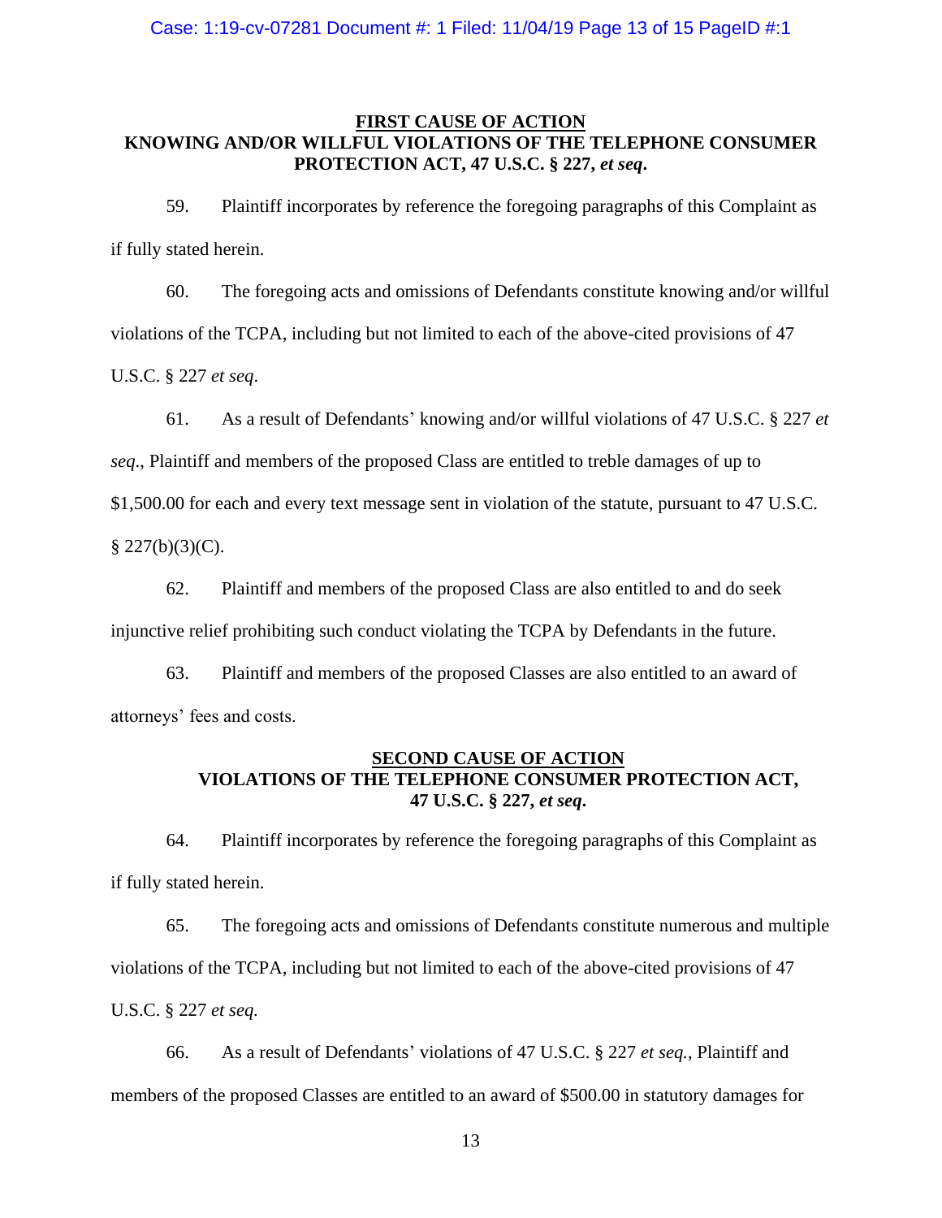## FIRST CAUSE OF ACTION

**KNOWING AND/OR WILLFUL VIOLATIONS OF THE TELEPHONE CONSUMER PROTECTION ACT, 47 U.S.C. § 227, *et seq*.**

59. Plaintiff incorporates by reference the foregoing paragraphs of this Complaint as if fully stated herein.

60. The foregoing acts and omissions of Defendants constitute knowing and/or willful violations of the TCPA, including but not limited to each of the above-cited provisions of 47 U.S.C. § 227 *et seq*.

61. As a result of Defendants' knowing and/or willful violations of 47 U.S.C. § 227 *et seq*., Plaintiff and members of the proposed Class are entitled to treble damages of up to $1,500.00 for each and every text message sent in violation of the statute, pursuant to 47 U.S.C. § 227(b)(3)(C).

62. Plaintiff and members of the proposed Class are also entitled to and do seek injunctive relief prohibiting such conduct violating the TCPA by Defendants in the future.

63. Plaintiff and members of the proposed Classes are also entitled to an award of attorneys' fees and costs.

## SECOND CAUSE OF ACTION

**VIOLATIONS OF THE TELEPHONE CONSUMER PROTECTION ACT, 47 U.S.C. § 227, *et seq.***

64. Plaintiff incorporates by reference the foregoing paragraphs of this Complaint as if fully stated herein.

65. The foregoing acts and omissions of Defendants constitute numerous and multiple violations of the TCPA, including but not limited to each of the above-cited provisions of 47 U.S.C. § 227 *et seq.*

66. As a result of Defendants' violations of 47 U.S.C. § 227 *et seq.*, Plaintiff and members of the proposed Classes are entitled to an award of $500.00 in statutory damages for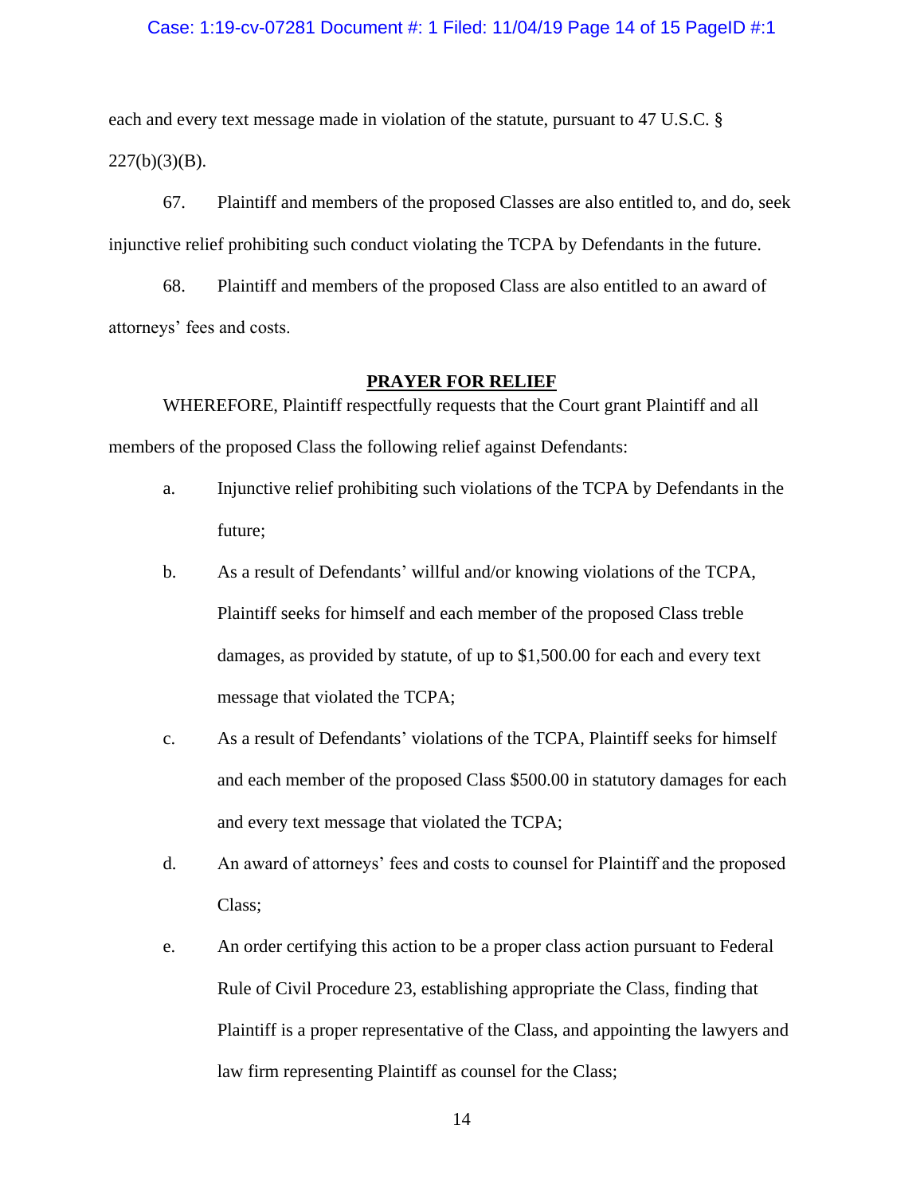each and every text message made in violation of the statute, pursuant to 47 U.S.C. § 227(b)(3)(B).

67. Plaintiff and members of the proposed Classes are also entitled to, and do, seek injunctive relief prohibiting such conduct violating the TCPA by Defendants in the future.

68. Plaintiff and members of the proposed Class are also entitled to an award of attorneys' fees and costs.

## PRAYER FOR RELIEF

WHEREFORE, Plaintiff respectfully requests that the Court grant Plaintiff and all members of the proposed Class the following relief against Defendants:

a. Injunctive relief prohibiting such violations of the TCPA by Defendants in the future;

b. As a result of Defendants' willful and/or knowing violations of the TCPA, Plaintiff seeks for himself and each member of the proposed Class treble damages, as provided by statute, of up to $1,500.00 for each and every text message that violated the TCPA;

c. As a result of Defendants' violations of the TCPA, Plaintiff seeks for himself and each member of the proposed Class $500.00 in statutory damages for each and every text message that violated the TCPA;

d. An award of attorneys' fees and costs to counsel for Plaintiff and the proposed Class;

e. An order certifying this action to be a proper class action pursuant to Federal Rule of Civil Procedure 23, establishing appropriate the Class, finding that Plaintiff is a proper representative of the Class, and appointing the lawyers and law firm representing Plaintiff as counsel for the Class;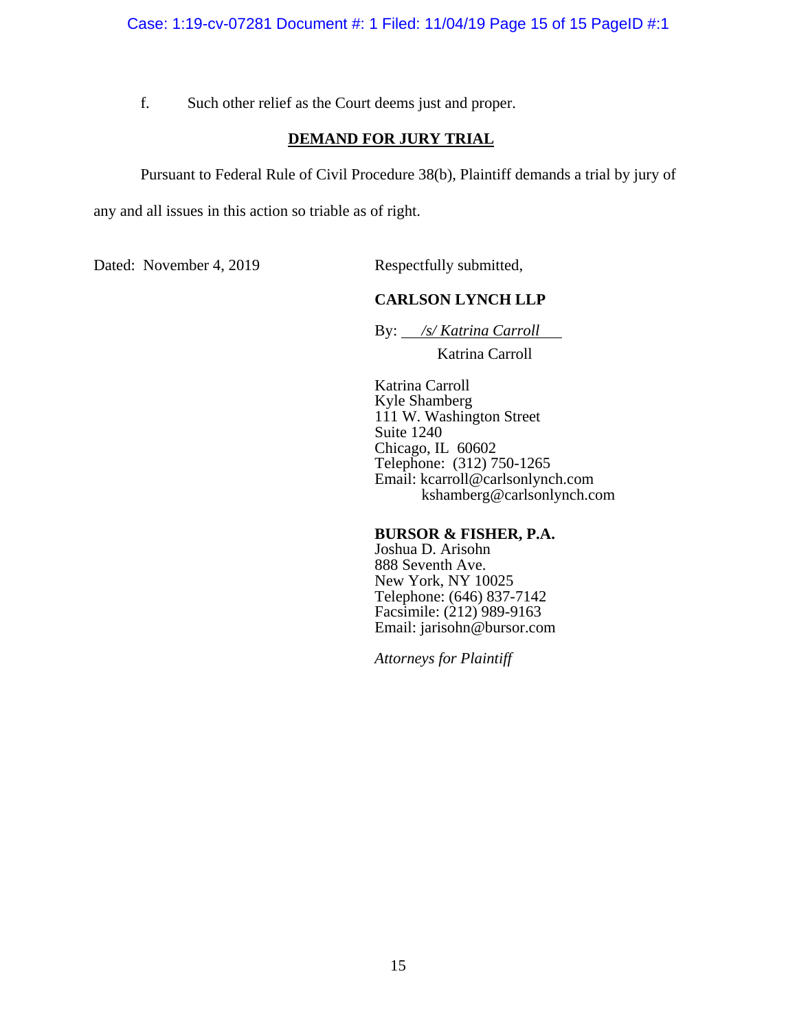f. Such other relief as the Court deems just and proper.

## DEMAND FOR JURY TRIAL

Pursuant to Federal Rule of Civil Procedure 38(b), Plaintiff demands a trial by jury of any and all issues in this action so triable as of right.

Dated: November 4, 2019

Respectfully submitted,

**CARLSON LYNCH LLP**

By: *<u>/s/ Katrina Carroll</u>*
Katrina Carroll

Katrina Carroll
Kyle Shamberg
111 W. Washington Street
Suite 1240
Chicago, IL 60602
Telephone: (312) 750-1265
Email: kcarroll@carlsonlynch.com
kshamberg@carlsonlynch.com

**BURSOR & FISHER, P.A.**
Joshua D. Arisohn
888 Seventh Ave.
New York, NY 10025
Telephone: (646) 837-7142
Facsimile: (212) 989-9163
Email: jarisohn@bursor.com

*Attorneys for Plaintiff*